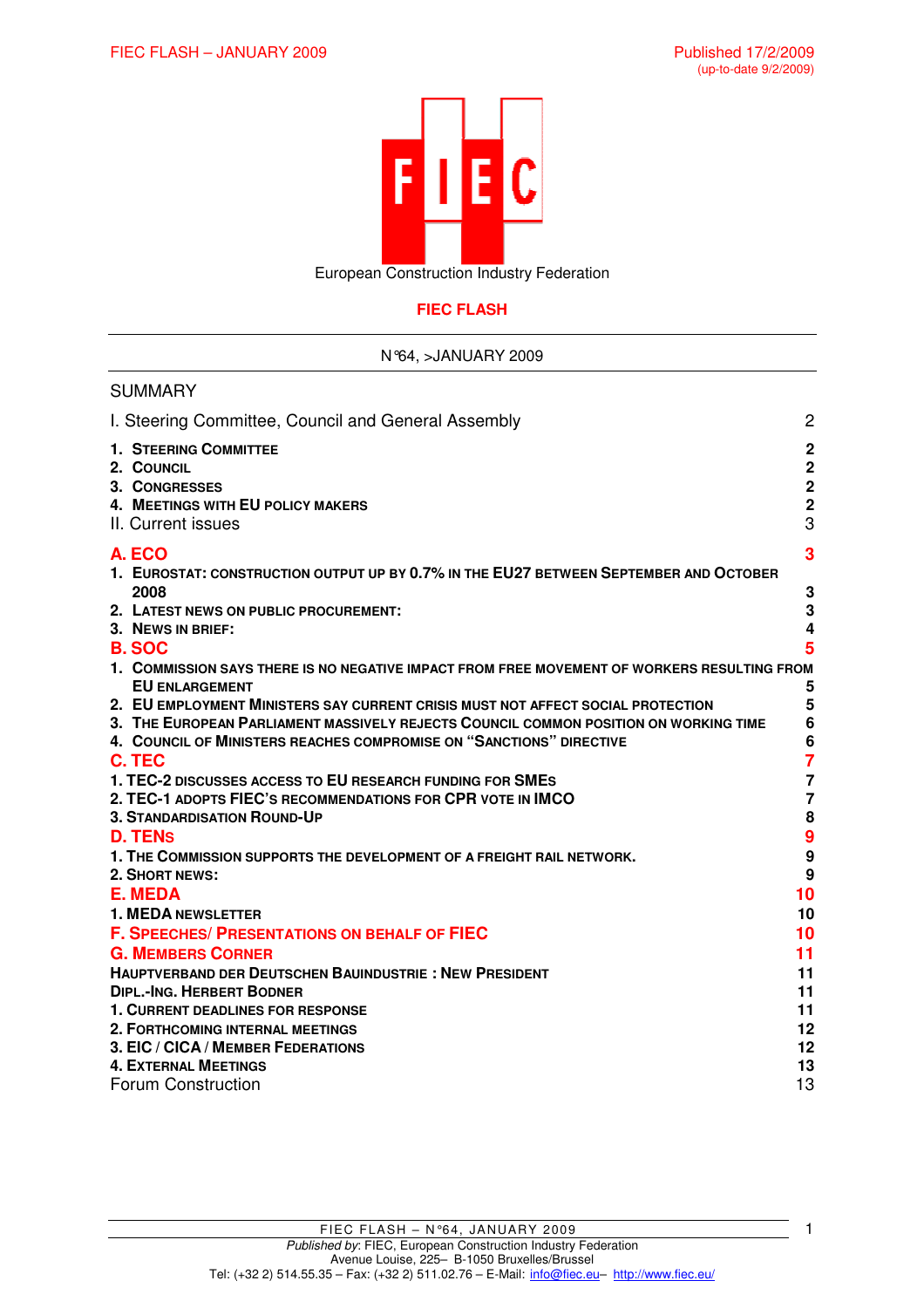FIEC FLASH – JANUARY 2009

Published 17/2/2009
(up-to-date 9/2/2009)

FIEC

European Construction Industry Federation

**FIEC FLASH**

N°64, >JANUARY 2009

SUMMARY

| | |
|---|---|
| I. Steering Committee, Council and General Assembly | 2 |
| **1. STEERING COMMITTEE** | **2** |
| **2. COUNCIL** | **2** |
| **3. CONGRESSES** | **2** |
| **4. MEETINGS WITH EU POLICY MAKERS** | **2** |
| II. Current issues | 3 |
| **A. ECO** | **3** |
| **1. EUROSTAT: CONSTRUCTION OUTPUT UP BY 0.7% IN THE EU27 BETWEEN SEPTEMBER AND OCTOBER 2008** | **3** |
| **2. LATEST NEWS ON PUBLIC PROCUREMENT:** | **3** |
| **3. NEWS IN BRIEF:** | **4** |
| **B. SOC** | **5** |
| **1. COMMISSION SAYS THERE IS NO NEGATIVE IMPACT FROM FREE MOVEMENT OF WORKERS RESULTING FROM EU ENLARGEMENT** | **5** |
| **2. EU EMPLOYMENT MINISTERS SAY CURRENT CRISIS MUST NOT AFFECT SOCIAL PROTECTION** | **5** |
| **3. THE EUROPEAN PARLIAMENT MASSIVELY REJECTS COUNCIL COMMON POSITION ON WORKING TIME** | **6** |
| **4. COUNCIL OF MINISTERS REACHES COMPROMISE ON "SANCTIONS" DIRECTIVE** | **6** |
| **C. TEC** | **7** |
| **1. TEC-2 DISCUSSES ACCESS TO EU RESEARCH FUNDING FOR SMEs** | **7** |
| **2. TEC-1 ADOPTS FIEC'S RECOMMENDATIONS FOR CPR VOTE IN IMCO** | **7** |
| **3. STANDARDISATION ROUND-UP** | **8** |
| **D. TENs** | **9** |
| **1. THE COMMISSION SUPPORTS THE DEVELOPMENT OF A FREIGHT RAIL NETWORK.** | **9** |
| **2. SHORT NEWS:** | **9** |
| **E. MEDA** | **10** |
| **1. MEDA NEWSLETTER** | **10** |
| **F. SPEECHES/ PRESENTATIONS ON BEHALF OF FIEC** | **10** |
| **G. MEMBERS CORNER** | **11** |
| **HAUPTVERBAND DER DEUTSCHEN BAUINDUSTRIE : NEW PRESIDENT** | **11** |
| **DIPL.-ING. HERBERT BODNER** | **11** |
| **1. CURRENT DEADLINES FOR RESPONSE** | **11** |
| **2. FORTHCOMING INTERNAL MEETINGS** | **12** |
| **3. EIC / CICA / MEMBER FEDERATIONS** | **12** |
| **4. EXTERNAL MEETINGS** | **13** |
| Forum Construction | 13 |

*Published by*: FIEC, European Construction Industry Federation
Avenue Louise, 225– B-1050 Bruxelles/Brussel
Tel: (+32 2) 514.55.35 – Fax: (+32 2) 511.02.76 – E-Mail: info@fiec.eu– http://www.fiec.eu/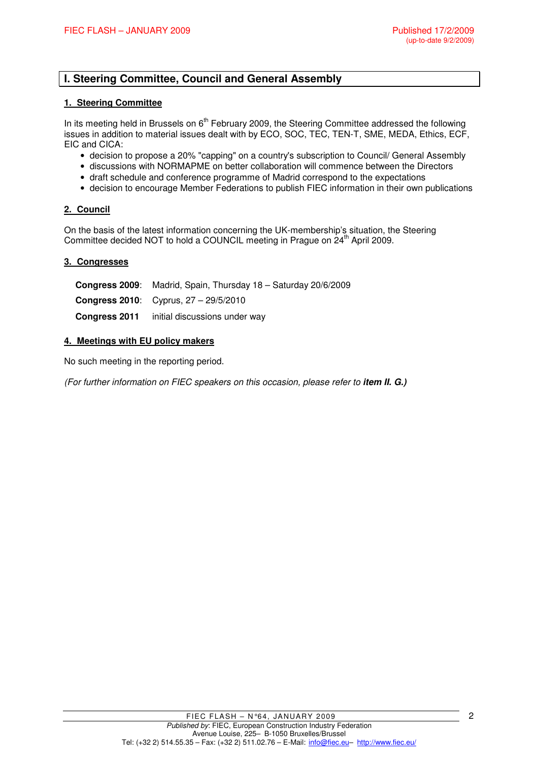# I. Steering Committee, Council and General Assembly

## 1. Steering Committee

In its meeting held in Brussels on 6th February 2009, the Steering Committee addressed the following issues in addition to material issues dealt with by ECO, SOC, TEC, TEN-T, SME, MEDA, Ethics, ECF, EIC and CICA:

- decision to propose a 20% "capping" on a country's subscription to Council/ General Assembly
- discussions with NORMAPME on better collaboration will commence between the Directors
- draft schedule and conference programme of Madrid correspond to the expectations
- decision to encourage Member Federations to publish FIEC information in their own publications

## 2. Council

On the basis of the latest information concerning the UK-membership's situation, the Steering Committee decided NOT to hold a COUNCIL meeting in Prague on 24th April 2009.

## 3. Congresses

**Congress 2009**: Madrid, Spain, Thursday 18 – Saturday 20/6/2009

**Congress 2010**: Cyprus, 27 – 29/5/2010

**Congress 2011** initial discussions under way

## 4. Meetings with EU policy makers

No such meeting in the reporting period.

*(For further information on FIEC speakers on this occasion, please refer to **item II. G.)***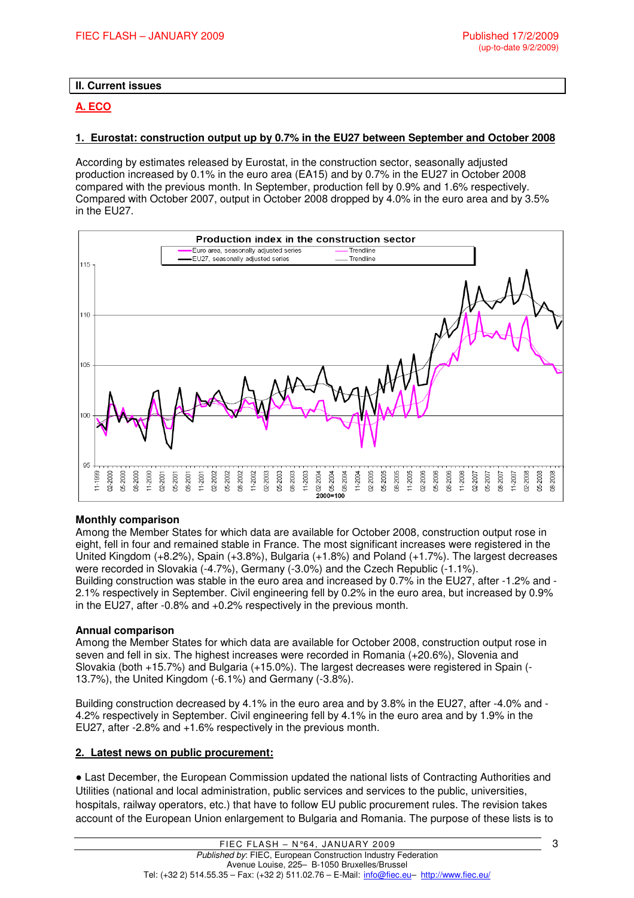## II. Current issues

### A. ECO

#### 1. Eurostat: construction output up by 0.7% in the EU27 between September and October 2008

According by estimates released by Eurostat, in the construction sector, seasonally adjusted production increased by 0.1% in the euro area (EA15) and by 0.7% in the EU27 in October 2008 compared with the previous month. In September, production fell by 0.9% and 1.6% respectively. Compared with October 2007, output in October 2008 dropped by 4.0% in the euro area and by 3.5% in the EU27.

**Monthly comparison**

Among the Member States for which data are available for October 2008, construction output rose in eight, fell in four and remained stable in France. The most significant increases were registered in the United Kingdom (+8.2%), Spain (+3.8%), Bulgaria (+1.8%) and Poland (+1.7%). The largest decreases were recorded in Slovakia (-4.7%), Germany (-3.0%) and the Czech Republic (-1.1%).
Building construction was stable in the euro area and increased by 0.7% in the EU27, after -1.2% and -2.1% respectively in September. Civil engineering fell by 0.2% in the euro area, but increased by 0.9% in the EU27, after -0.8% and +0.2% respectively in the previous month.

**Annual comparison**

Among the Member States for which data are available for October 2008, construction output rose in seven and fell in six. The highest increases were recorded in Romania (+20.6%), Slovenia and Slovakia (both +15.7%) and Bulgaria (+15.0%). The largest decreases were registered in Spain (-13.7%), the United Kingdom (-6.1%) and Germany (-3.8%).

Building construction decreased by 4.1% in the euro area and by 3.8% in the EU27, after -4.0% and -4.2% respectively in September. Civil engineering fell by 4.1% in the euro area and by 1.9% in the EU27, after -2.8% and +1.6% respectively in the previous month.

#### 2. Latest news on public procurement:

- Last December, the European Commission updated the national lists of Contracting Authorities and Utilities (national and local administration, public services and services to the public, universities, hospitals, railway operators, etc.) that have to follow EU public procurement rules. The revision takes account of the European Union enlargement to Bulgaria and Romania. The purpose of these lists is to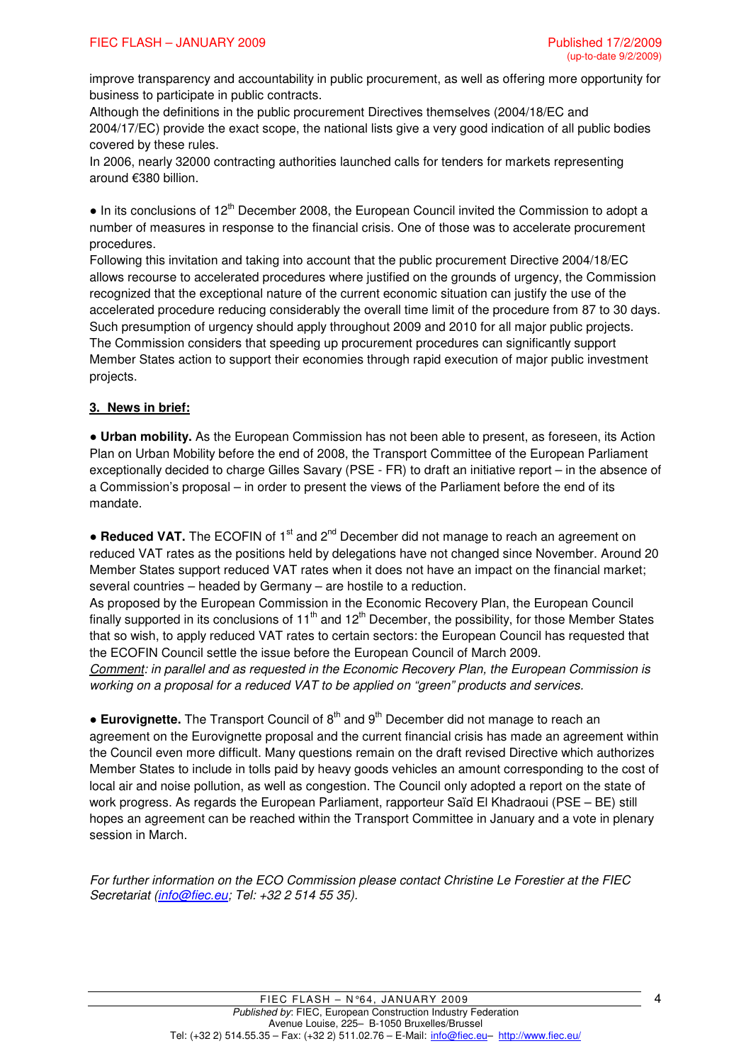improve transparency and accountability in public procurement, as well as offering more opportunity for business to participate in public contracts.
Although the definitions in the public procurement Directives themselves (2004/18/EC and 2004/17/EC) provide the exact scope, the national lists give a very good indication of all public bodies covered by these rules.
In 2006, nearly 32000 contracting authorities launched calls for tenders for markets representing around €380 billion.

● In its conclusions of 12th December 2008, the European Council invited the Commission to adopt a number of measures in response to the financial crisis. One of those was to accelerate procurement procedures.
Following this invitation and taking into account that the public procurement Directive 2004/18/EC allows recourse to accelerated procedures where justified on the grounds of urgency, the Commission recognized that the exceptional nature of the current economic situation can justify the use of the accelerated procedure reducing considerably the overall time limit of the procedure from 87 to 30 days. Such presumption of urgency should apply throughout 2009 and 2010 for all major public projects.
The Commission considers that speeding up procurement procedures can significantly support Member States action to support their economies through rapid execution of major public investment projects.

## 3. News in brief:

● **Urban mobility.** As the European Commission has not been able to present, as foreseen, its Action Plan on Urban Mobility before the end of 2008, the Transport Committee of the European Parliament exceptionally decided to charge Gilles Savary (PSE - FR) to draft an initiative report – in the absence of a Commission's proposal – in order to present the views of the Parliament before the end of its mandate.

● **Reduced VAT.** The ECOFIN of 1st and 2nd December did not manage to reach an agreement on reduced VAT rates as the positions held by delegations have not changed since November. Around 20 Member States support reduced VAT rates when it does not have an impact on the financial market; several countries – headed by Germany – are hostile to a reduction.
As proposed by the European Commission in the Economic Recovery Plan, the European Council finally supported in its conclusions of 11th and 12th December, the possibility, for those Member States that so wish, to apply reduced VAT rates to certain sectors: the European Council has requested that the ECOFIN Council settle the issue before the European Council of March 2009.
*Comment: in parallel and as requested in the Economic Recovery Plan, the European Commission is working on a proposal for a reduced VAT to be applied on "green" products and services.*

● **Eurovignette.** The Transport Council of 8th and 9th December did not manage to reach an agreement on the Eurovignette proposal and the current financial crisis has made an agreement within the Council even more difficult. Many questions remain on the draft revised Directive which authorizes Member States to include in tolls paid by heavy goods vehicles an amount corresponding to the cost of local air and noise pollution, as well as congestion. The Council only adopted a report on the state of work progress. As regards the European Parliament, rapporteur Saïd El Khadraoui (PSE – BE) still hopes an agreement can be reached within the Transport Committee in January and a vote in plenary session in March.

*For further information on the ECO Commission please contact Christine Le Forestier at the FIEC Secretariat (info@fiec.eu; Tel: +32 2 514 55 35).*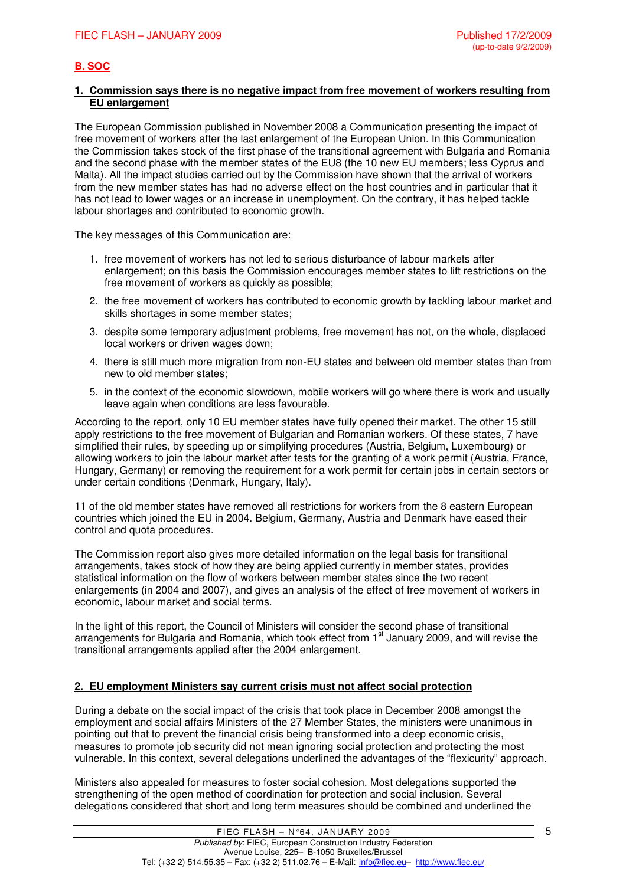## B. SOC

### 1. Commission says there is no negative impact from free movement of workers resulting from EU enlargement

The European Commission published in November 2008 a Communication presenting the impact of free movement of workers after the last enlargement of the European Union. In this Communication the Commission takes stock of the first phase of the transitional agreement with Bulgaria and Romania and the second phase with the member states of the EU8 (the 10 new EU members; less Cyprus and Malta). All the impact studies carried out by the Commission have shown that the arrival of workers from the new member states has had no adverse effect on the host countries and in particular that it has not lead to lower wages or an increase in unemployment. On the contrary, it has helped tackle labour shortages and contributed to economic growth.

The key messages of this Communication are:

1. free movement of workers has not led to serious disturbance of labour markets after enlargement; on this basis the Commission encourages member states to lift restrictions on the free movement of workers as quickly as possible;
2. the free movement of workers has contributed to economic growth by tackling labour market and skills shortages in some member states;
3. despite some temporary adjustment problems, free movement has not, on the whole, displaced local workers or driven wages down;
4. there is still much more migration from non-EU states and between old member states than from new to old member states;
5. in the context of the economic slowdown, mobile workers will go where there is work and usually leave again when conditions are less favourable.

According to the report, only 10 EU member states have fully opened their market. The other 15 still apply restrictions to the free movement of Bulgarian and Romanian workers. Of these states, 7 have simplified their rules, by speeding up or simplifying procedures (Austria, Belgium, Luxembourg) or allowing workers to join the labour market after tests for the granting of a work permit (Austria, France, Hungary, Germany) or removing the requirement for a work permit for certain jobs in certain sectors or under certain conditions (Denmark, Hungary, Italy).

11 of the old member states have removed all restrictions for workers from the 8 eastern European countries which joined the EU in 2004. Belgium, Germany, Austria and Denmark have eased their control and quota procedures.

The Commission report also gives more detailed information on the legal basis for transitional arrangements, takes stock of how they are being applied currently in member states, provides statistical information on the flow of workers between member states since the two recent enlargements (in 2004 and 2007), and gives an analysis of the effect of free movement of workers in economic, labour market and social terms.

In the light of this report, the Council of Ministers will consider the second phase of transitional arrangements for Bulgaria and Romania, which took effect from 1st January 2009, and will revise the transitional arrangements applied after the 2004 enlargement.

### 2. EU employment Ministers say current crisis must not affect social protection

During a debate on the social impact of the crisis that took place in December 2008 amongst the employment and social affairs Ministers of the 27 Member States, the ministers were unanimous in pointing out that to prevent the financial crisis being transformed into a deep economic crisis, measures to promote job security did not mean ignoring social protection and protecting the most vulnerable. In this context, several delegations underlined the advantages of the "flexicurity" approach.

Ministers also appealed for measures to foster social cohesion. Most delegations supported the strengthening of the open method of coordination for protection and social inclusion. Several delegations considered that short and long term measures should be combined and underlined the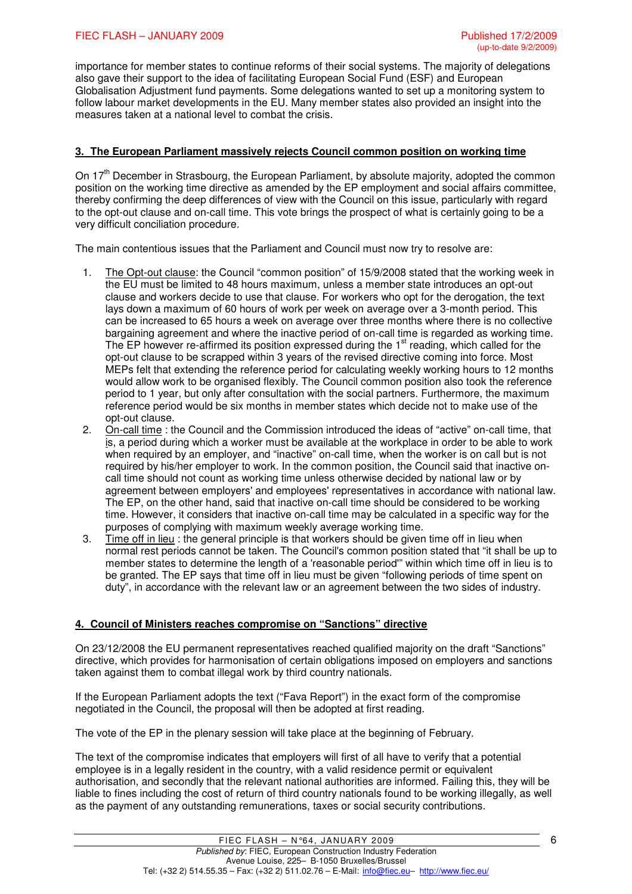importance for member states to continue reforms of their social systems. The majority of delegations also gave their support to the idea of facilitating European Social Fund (ESF) and European Globalisation Adjustment fund payments. Some delegations wanted to set up a monitoring system to follow labour market developments in the EU. Many member states also provided an insight into the measures taken at a national level to combat the crisis.

## 3. The European Parliament massively rejects Council common position on working time

On 17th December in Strasbourg, the European Parliament, by absolute majority, adopted the common position on the working time directive as amended by the EP employment and social affairs committee, thereby confirming the deep differences of view with the Council on this issue, particularly with regard to the opt-out clause and on-call time. This vote brings the prospect of what is certainly going to be a very difficult conciliation procedure.

The main contentious issues that the Parliament and Council must now try to resolve are:

1. The Opt-out clause: the Council "common position" of 15/9/2008 stated that the working week in the EU must be limited to 48 hours maximum, unless a member state introduces an opt-out clause and workers decide to use that clause. For workers who opt for the derogation, the text lays down a maximum of 60 hours of work per week on average over a 3-month period. This can be increased to 65 hours a week on average over three months where there is no collective bargaining agreement and where the inactive period of on-call time is regarded as working time. The EP however re-affirmed its position expressed during the 1st reading, which called for the opt-out clause to be scrapped within 3 years of the revised directive coming into force. Most MEPs felt that extending the reference period for calculating weekly working hours to 12 months would allow work to be organised flexibly. The Council common position also took the reference period to 1 year, but only after consultation with the social partners. Furthermore, the maximum reference period would be six months in member states which decide not to make use of the opt-out clause.
2. On-call time : the Council and the Commission introduced the ideas of "active" on-call time, that is, a period during which a worker must be available at the workplace in order to be able to work when required by an employer, and "inactive" on-call time, when the worker is on call but is not required by his/her employer to work. In the common position, the Council said that inactive on-call time should not count as working time unless otherwise decided by national law or by agreement between employers' and employees' representatives in accordance with national law. The EP, on the other hand, said that inactive on-call time should be considered to be working time. However, it considers that inactive on-call time may be calculated in a specific way for the purposes of complying with maximum weekly average working time.
3. Time off in lieu : the general principle is that workers should be given time off in lieu when normal rest periods cannot be taken. The Council's common position stated that "it shall be up to member states to determine the length of a 'reasonable period'" within which time off in lieu is to be granted. The EP says that time off in lieu must be given "following periods of time spent on duty", in accordance with the relevant law or an agreement between the two sides of industry.

## 4. Council of Ministers reaches compromise on "Sanctions" directive

On 23/12/2008 the EU permanent representatives reached qualified majority on the draft "Sanctions" directive, which provides for harmonisation of certain obligations imposed on employers and sanctions taken against them to combat illegal work by third country nationals.

If the European Parliament adopts the text ("Fava Report") in the exact form of the compromise negotiated in the Council, the proposal will then be adopted at first reading.

The vote of the EP in the plenary session will take place at the beginning of February.

The text of the compromise indicates that employers will first of all have to verify that a potential employee is in a legally resident in the country, with a valid residence permit or equivalent authorisation, and secondly that the relevant national authorities are informed. Failing this, they will be liable to fines including the cost of return of third country nationals found to be working illegally, as well as the payment of any outstanding remunerations, taxes or social security contributions.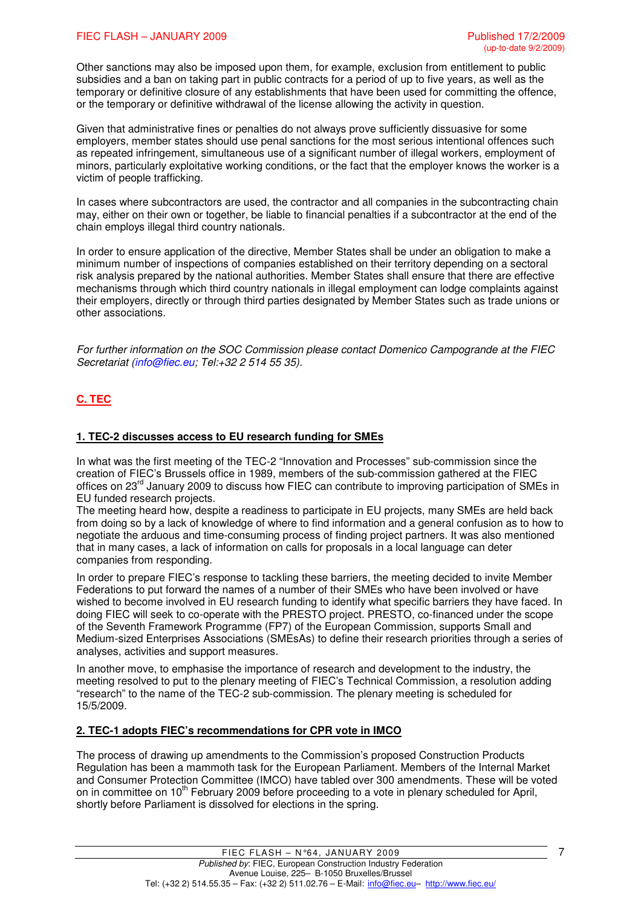Other sanctions may also be imposed upon them, for example, exclusion from entitlement to public subsidies and a ban on taking part in public contracts for a period of up to five years, as well as the temporary or definitive closure of any establishments that have been used for committing the offence, or the temporary or definitive withdrawal of the license allowing the activity in question.

Given that administrative fines or penalties do not always prove sufficiently dissuasive for some employers, member states should use penal sanctions for the most serious intentional offences such as repeated infringement, simultaneous use of a significant number of illegal workers, employment of minors, particularly exploitative working conditions, or the fact that the employer knows the worker is a victim of people trafficking.

In cases where subcontractors are used, the contractor and all companies in the subcontracting chain may, either on their own or together, be liable to financial penalties if a subcontractor at the end of the chain employs illegal third country nationals.

In order to ensure application of the directive, Member States shall be under an obligation to make a minimum number of inspections of companies established on their territory depending on a sectoral risk analysis prepared by the national authorities. Member States shall ensure that there are effective mechanisms through which third country nationals in illegal employment can lodge complaints against their employers, directly or through third parties designated by Member States such as trade unions or other associations.

*For further information on the SOC Commission please contact Domenico Campogrande at the FIEC Secretariat (info@fiec.eu; Tel:+32 2 514 55 35).*

## C. TEC

### 1. TEC-2 discusses access to EU research funding for SMEs

In what was the first meeting of the TEC-2 "Innovation and Processes" sub-commission since the creation of FIEC's Brussels office in 1989, members of the sub-commission gathered at the FIEC offices on 23rd January 2009 to discuss how FIEC can contribute to improving participation of SMEs in EU funded research projects.

The meeting heard how, despite a readiness to participate in EU projects, many SMEs are held back from doing so by a lack of knowledge of where to find information and a general confusion as to how to negotiate the arduous and time-consuming process of finding project partners. It was also mentioned that in many cases, a lack of information on calls for proposals in a local language can deter companies from responding.

In order to prepare FIEC's response to tackling these barriers, the meeting decided to invite Member Federations to put forward the names of a number of their SMEs who have been involved or have wished to become involved in EU research funding to identify what specific barriers they have faced. In doing FIEC will seek to co-operate with the PRESTO project. PRESTO, co-financed under the scope of the Seventh Framework Programme (FP7) of the European Commission, supports Small and Medium-sized Enterprises Associations (SMEsAs) to define their research priorities through a series of analyses, activities and support measures.

In another move, to emphasise the importance of research and development to the industry, the meeting resolved to put to the plenary meeting of FIEC's Technical Commission, a resolution adding "research" to the name of the TEC-2 sub-commission. The plenary meeting is scheduled for 15/5/2009.

### 2. TEC-1 adopts FIEC's recommendations for CPR vote in IMCO

The process of drawing up amendments to the Commission's proposed Construction Products Regulation has been a mammoth task for the European Parliament. Members of the Internal Market and Consumer Protection Committee (IMCO) have tabled over 300 amendments. These will be voted on in committee on 10th February 2009 before proceeding to a vote in plenary scheduled for April, shortly before Parliament is dissolved for elections in the spring.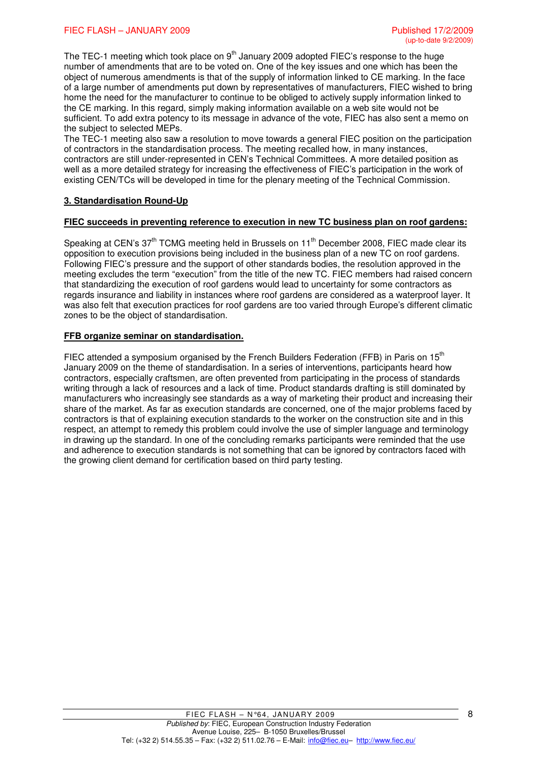The TEC-1 meeting which took place on 9th January 2009 adopted FIEC's response to the huge number of amendments that are to be voted on. One of the key issues and one which has been the object of numerous amendments is that of the supply of information linked to CE marking. In the face of a large number of amendments put down by representatives of manufacturers, FIEC wished to bring home the need for the manufacturer to continue to be obliged to actively supply information linked to the CE marking. In this regard, simply making information available on a web site would not be sufficient. To add extra potency to its message in advance of the vote, FIEC has also sent a memo on the subject to selected MEPs.

The TEC-1 meeting also saw a resolution to move towards a general FIEC position on the participation of contractors in the standardisation process. The meeting recalled how, in many instances, contractors are still under-represented in CEN's Technical Committees. A more detailed position as well as a more detailed strategy for increasing the effectiveness of FIEC's participation in the work of existing CEN/TCs will be developed in time for the plenary meeting of the Technical Commission.

## 3. Standardisation Round-Up

### FIEC succeeds in preventing reference to execution in new TC business plan on roof gardens:

Speaking at CEN's 37th TCMG meeting held in Brussels on 11th December 2008, FIEC made clear its opposition to execution provisions being included in the business plan of a new TC on roof gardens. Following FIEC's pressure and the support of other standards bodies, the resolution approved in the meeting excludes the term "execution" from the title of the new TC. FIEC members had raised concern that standardizing the execution of roof gardens would lead to uncertainty for some contractors as regards insurance and liability in instances where roof gardens are considered as a waterproof layer. It was also felt that execution practices for roof gardens are too varied through Europe's different climatic zones to be the object of standardisation.

### FFB organize seminar on standardisation.

FIEC attended a symposium organised by the French Builders Federation (FFB) in Paris on 15th January 2009 on the theme of standardisation. In a series of interventions, participants heard how contractors, especially craftsmen, are often prevented from participating in the process of standards writing through a lack of resources and a lack of time. Product standards drafting is still dominated by manufacturers who increasingly see standards as a way of marketing their product and increasing their share of the market. As far as execution standards are concerned, one of the major problems faced by contractors is that of explaining execution standards to the worker on the construction site and in this respect, an attempt to remedy this problem could involve the use of simpler language and terminology in drawing up the standard. In one of the concluding remarks participants were reminded that the use and adherence to execution standards is not something that can be ignored by contractors faced with the growing client demand for certification based on third party testing.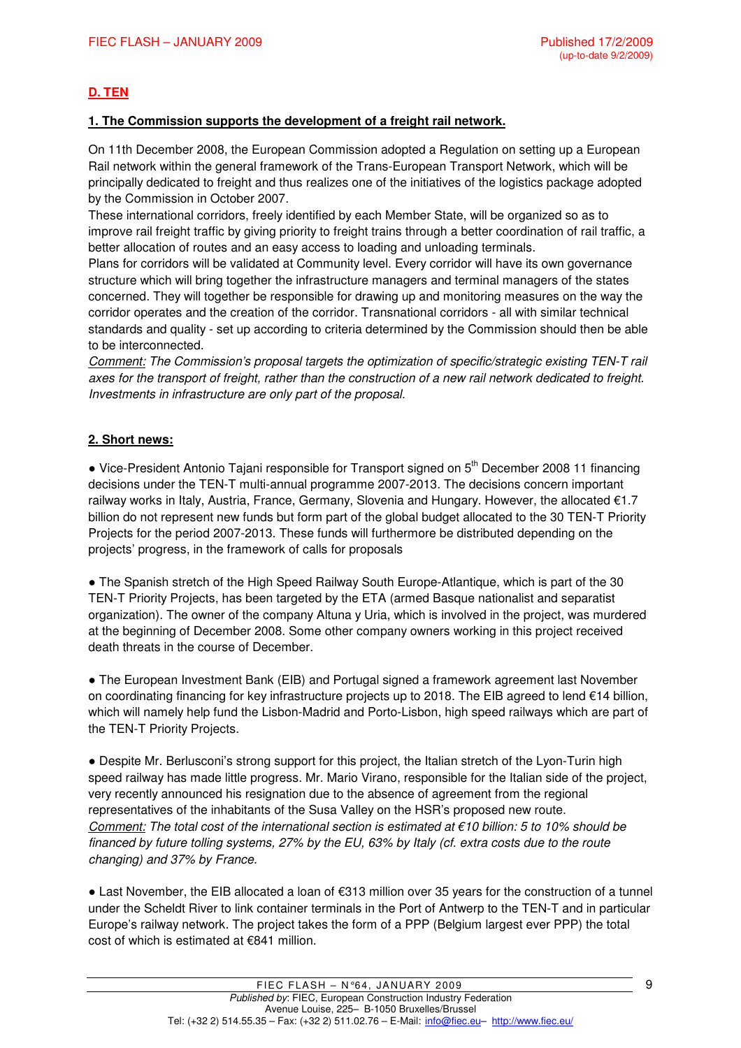## D. TEN

### 1. The Commission supports the development of a freight rail network.

On 11th December 2008, the European Commission adopted a Regulation on setting up a European Rail network within the general framework of the Trans-European Transport Network, which will be principally dedicated to freight and thus realizes one of the initiatives of the logistics package adopted by the Commission in October 2007.

These international corridors, freely identified by each Member State, will be organized so as to improve rail freight traffic by giving priority to freight trains through a better coordination of rail traffic, a better allocation of routes and an easy access to loading and unloading terminals.

Plans for corridors will be validated at Community level. Every corridor will have its own governance structure which will bring together the infrastructure managers and terminal managers of the states concerned. They will together be responsible for drawing up and monitoring measures on the way the corridor operates and the creation of the corridor. Transnational corridors - all with similar technical standards and quality - set up according to criteria determined by the Commission should then be able to be interconnected.

*Comment: The Commission's proposal targets the optimization of specific/strategic existing TEN-T rail axes for the transport of freight, rather than the construction of a new rail network dedicated to freight. Investments in infrastructure are only part of the proposal.*

### 2. Short news:

● Vice-President Antonio Tajani responsible for Transport signed on 5th December 2008 11 financing decisions under the TEN-T multi-annual programme 2007-2013. The decisions concern important railway works in Italy, Austria, France, Germany, Slovenia and Hungary. However, the allocated €1.7 billion do not represent new funds but form part of the global budget allocated to the 30 TEN-T Priority Projects for the period 2007-2013. These funds will furthermore be distributed depending on the projects' progress, in the framework of calls for proposals

● The Spanish stretch of the High Speed Railway South Europe-Atlantique, which is part of the 30 TEN-T Priority Projects, has been targeted by the ETA (armed Basque nationalist and separatist organization). The owner of the company Altuna y Uria, which is involved in the project, was murdered at the beginning of December 2008. Some other company owners working in this project received death threats in the course of December.

● The European Investment Bank (EIB) and Portugal signed a framework agreement last November on coordinating financing for key infrastructure projects up to 2018. The EIB agreed to lend €14 billion, which will namely help fund the Lisbon-Madrid and Porto-Lisbon, high speed railways which are part of the TEN-T Priority Projects.

● Despite Mr. Berlusconi's strong support for this project, the Italian stretch of the Lyon-Turin high speed railway has made little progress. Mr. Mario Virano, responsible for the Italian side of the project, very recently announced his resignation due to the absence of agreement from the regional representatives of the inhabitants of the Susa Valley on the HSR's proposed new route.

*Comment: The total cost of the international section is estimated at €10 billion: 5 to 10% should be financed by future tolling systems, 27% by the EU, 63% by Italy (cf. extra costs due to the route changing) and 37% by France.*

● Last November, the EIB allocated a loan of €313 million over 35 years for the construction of a tunnel under the Scheldt River to link container terminals in the Port of Antwerp to the TEN-T and in particular Europe's railway network. The project takes the form of a PPP (Belgium largest ever PPP) the total cost of which is estimated at €841 million.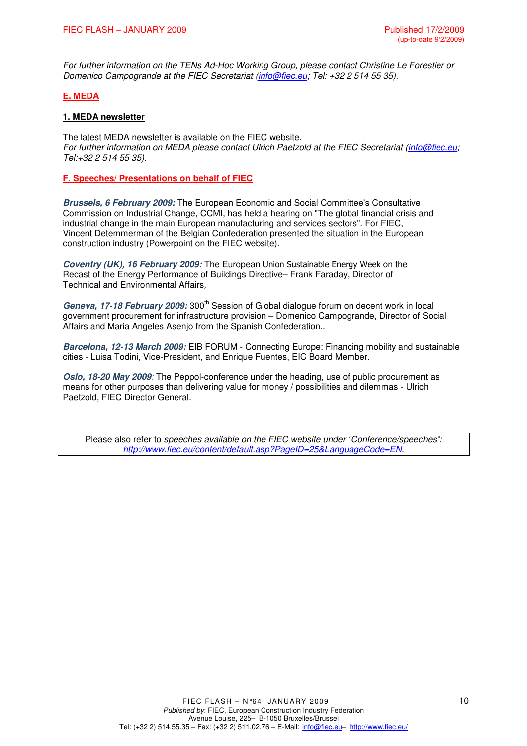*For further information on the TENs Ad-Hoc Working Group, please contact Christine Le Forestier or Domenico Campogrande at the FIEC Secretariat (info@fiec.eu; Tel: +32 2 514 55 35).*

## E. MEDA

### 1. MEDA newsletter

The latest MEDA newsletter is available on the FIEC website.
*For further information on MEDA please contact Ulrich Paetzold at the FIEC Secretariat (info@fiec.eu; Tel:+32 2 514 55 35).*

## F. Speeches/ Presentations on behalf of FIEC

***Brussels, 6 February 2009:*** The European Economic and Social Committee's Consultative Commission on Industrial Change, CCMI, has held a hearing on "The global financial crisis and industrial change in the main European manufacturing and services sectors". For FIEC, Vincent Detemmerman of the Belgian Confederation presented the situation in the European construction industry (Powerpoint on the FIEC website).

***Coventry (UK), 16 February 2009:*** The European Union Sustainable Energy Week on the Recast of the Energy Performance of Buildings Directive– Frank Faraday, Director of Technical and Environmental Affairs,

***Geneva, 17-18 February 2009:*** 300th Session of Global dialogue forum on decent work in local government procurement for infrastructure provision – Domenico Campogrande, Director of Social Affairs and Maria Angeles Asenjo from the Spanish Confederation..

***Barcelona, 12-13 March 2009:*** EIB FORUM - Connecting Europe: Financing mobility and sustainable cities - Luisa Todini, Vice-President, and Enrique Fuentes, EIC Board Member.

***Oslo, 18-20 May 2009:*** The Peppol-conference under the heading, use of public procurement as means for other purposes than delivering value for money / possibilities and dilemmas - Ulrich Paetzold, FIEC Director General.

Please also refer to *speeches available on the FIEC website under "Conference/speeches": http://www.fiec.eu/content/default.asp?PageID=25&LanguageCode=EN.*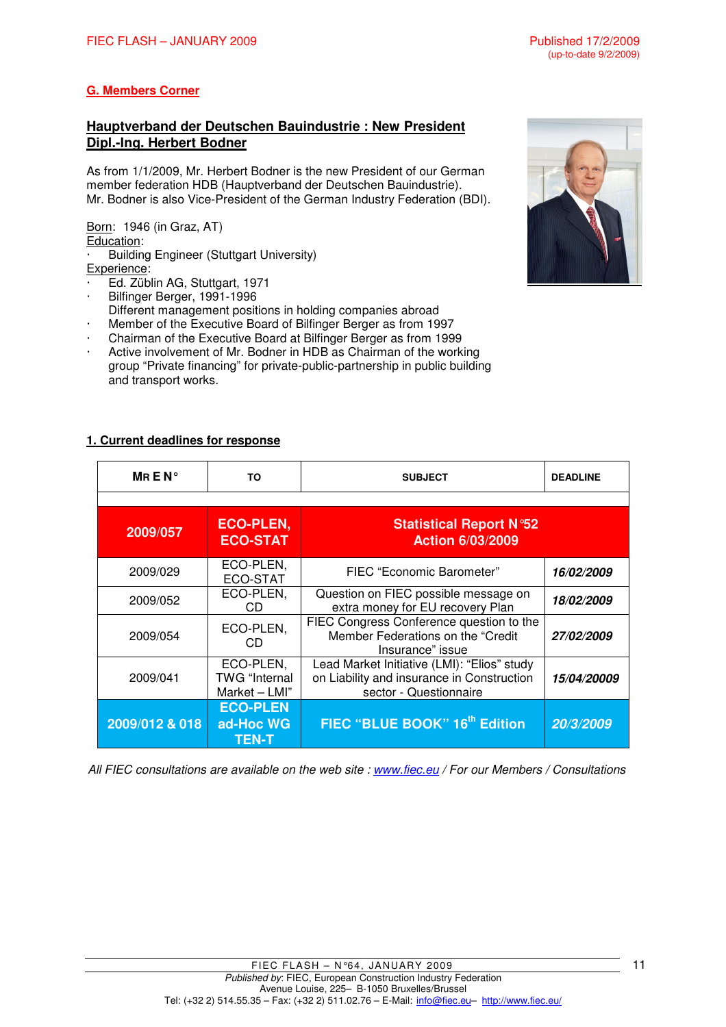## G. Members Corner

### Hauptverband der Deutschen Bauindustrie : New President Dipl.-Ing. Herbert Bodner

As from 1/1/2009, Mr. Herbert Bodner is the new President of our German member federation HDB (Hauptverband der Deutschen Bauindustrie).
Mr. Bodner is also Vice-President of the German Industry Federation (BDI).

Born: 1946 (in Graz, AT)
Education:

- Building Engineer (Stuttgart University)

Experience:

- Ed. Züblin AG, Stuttgart, 1971
- Bilfinger Berger, 1991-1996
  Different management positions in holding companies abroad
- Member of the Executive Board of Bilfinger Berger as from 1997
- Chairman of the Executive Board at Bilfinger Berger as from 1999
- Active involvement of Mr. Bodner in HDB as Chairman of the working group "Private financing" for private-public-partnership in public building and transport works.

### 1. Current deadlines for response

| MR E N° | TO | SUBJECT | DEADLINE |
|---|---|---|---|
| | | | |
| **2009/057** | **ECO-PLEN, ECO-STAT** | **Statistical Report N°52 Action 6/03/2009** | |
| 2009/029 | ECO-PLEN, ECO-STAT | FIEC "Economic Barometer" | ***16/02/2009*** |
| 2009/052 | ECO-PLEN, CD | Question on FIEC possible message on extra money for EU recovery Plan | ***18/02/2009*** |
| 2009/054 | ECO-PLEN, CD | FIEC Congress Conference question to the Member Federations on the "Credit Insurance" issue | ***27/02/2009*** |
| 2009/041 | ECO-PLEN, TWG "Internal Market – LMI" | Lead Market Initiative (LMI): "Elios" study on Liability and insurance in Construction sector - Questionnaire | ***15/04/20009*** |
| **2009/012 & 018** | **ECO-PLEN ad-Hoc WG TEN-T** | **FIEC "BLUE BOOK" 16th Edition** | ***20/3/2009*** |

*All FIEC consultations are available on the web site : www.fiec.eu / For our Members / Consultations*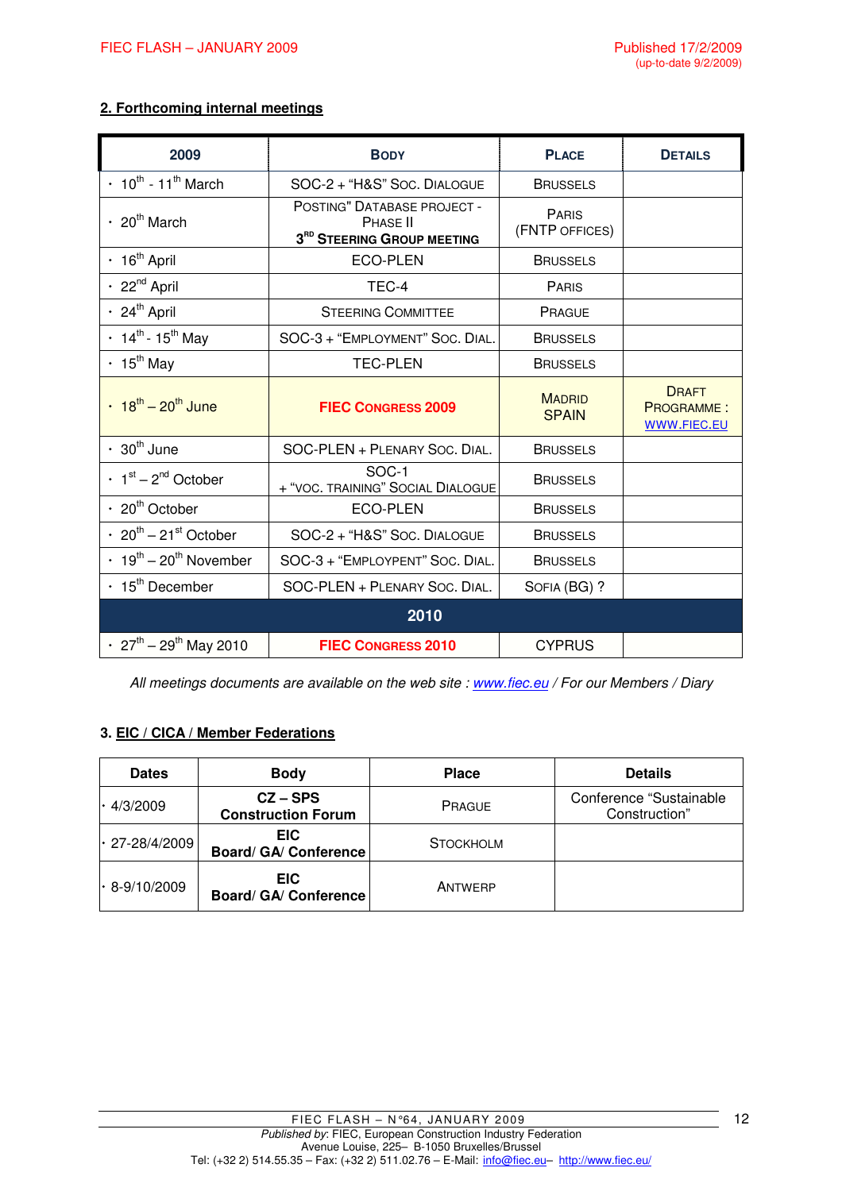## 2. Forthcoming internal meetings

| 2009 | Body | Place | Details |
|---|---|---|---|
| · 10th - 11th March | SOC-2 + "H&S" Soc. Dialogue | Brussels | |
| · 20th March | Posting" Database project - Phase II 3RD **Steering Group meeting** | Paris (FNTP offices) | |
| · 16th April | ECO-PLEN | Brussels | |
| · 22nd April | TEC-4 | Paris | |
| · 24th April | Steering Committee | Prague | |
| · 14th - 15th May | SOC-3 + "Employment" Soc. Dial. | Brussels | |
| · 15th May | TEC-PLEN | Brussels | |
| · 18th – 20th June | **FIEC Congress 2009** | Madrid Spain | Draft Programme : www.fiec.eu |
| · 30th June | SOC-PLEN + Plenary Soc. Dial. | Brussels | |
| · 1st – 2nd October | SOC-1 + "Voc. training" Social Dialogue | Brussels | |
| · 20th October | ECO-PLEN | Brussels | |
| · 20th – 21st October | SOC-2 + "H&S" Soc. Dialogue | Brussels | |
| · 19th – 20th November | SOC-3 + "Employent" Soc. Dial. | Brussels | |
| · 15th December | SOC-PLEN + Plenary Soc. Dial. | Sofia (BG) ? | |
| **2010** | | | |
| · 27th – 29th May 2010 | **FIEC Congress 2010** | CYPRUS | |

*All meetings documents are available on the web site : www.fiec.eu / For our Members / Diary*

## 3. EIC / CICA / Member Federations

| Dates | Body | Place | Details |
|---|---|---|---|
| · 4/3/2009 | **CZ – SPS Construction Forum** | Prague | Conference "Sustainable Construction" |
| · 27-28/4/2009 | **EIC Board/ GA/ Conference** | Stockholm | |
| · 8-9/10/2009 | **EIC Board/ GA/ Conference** | Antwerp | |

FIEC FLASH – N°64, JANUARY 2009

*Published by*: FIEC, European Construction Industry Federation
Avenue Louise, 225– B-1050 Bruxelles/Brussel
Tel: (+32 2) 514.55.35 – Fax: (+32 2) 511.02.76 – E-Mail: info@fiec.eu– http://www.fiec.eu/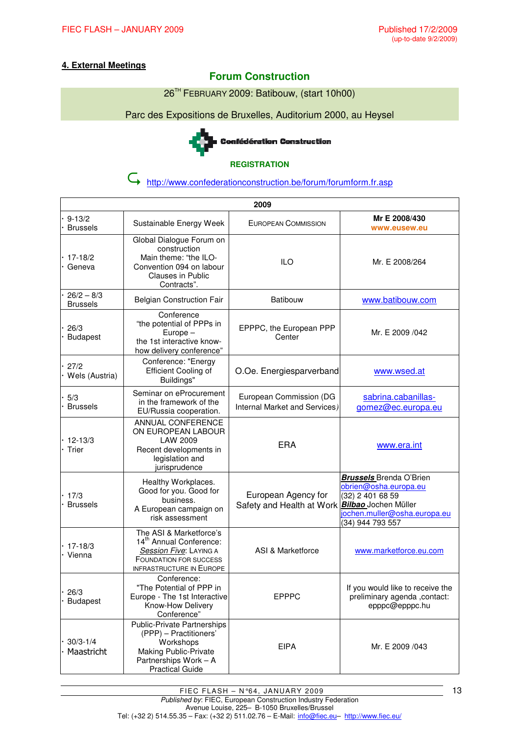## 4. External Meetings

### Forum Construction

26TH FEBRUARY 2009: Batibouw, (start 10h00)

Parc des Expositions de Bruxelles, Auditorium 2000, au Heysel

Confédération Construction

**REGISTRATION**

http://www.confederationconstruction.be/forum/forumform.fr.asp

| 2009 | | | |
|---|---|---|---|
| · 9-13/2 · Brussels | Sustainable Energy Week | EUROPEAN COMMISSION | **Mr E 2008/430** **www.eusew.eu** |
| · 17-18/2 · Geneva | Global Dialogue Forum on construction Main theme: "the ILO-Convention 094 on labour Clauses in Public Contracts". | ILO | Mr. E 2008/264 |
| · 26/2 – 8/3 Brussels | Belgian Construction Fair | Batibouw | www.batibouw.com |
| · 26/3 · Budapest | Conference "the potential of PPPs in Europe – the 1st interactive know-how delivery conference" | EPPPC, the European PPP Center | Mr. E 2009 /042 |
| · 27/2 · Wels (Austria) | Conference: "Energy Efficient Cooling of Buildings" | O.Oe. Energiesparverband | www.wsed.at |
| · 5/3 · Brussels | Seminar on eProcurement in the framework of the EU/Russia cooperation. | European Commission (DG Internal Market and Services) | sabrina.cabanillas-gomez@ec.europa.eu |
| · 12-13/3 · Trier | ANNUAL CONFERENCE ON EUROPEAN LABOUR LAW 2009 Recent developments in legislation and jurisprudence | ERA | www.era.int |
| · 17/3 · Brussels | Healthy Workplaces. Good for you. Good for business. A European campaign on risk assessment | European Agency for Safety and Health at Work | ***Brussels*** Brenda O'Brien obrien@osha.europa.eu (32) 2 401 68 59 ***Bilbao*** Jochen Müller jochen.muller@osha.europa.eu (34) 944 793 557 |
| · 17-18/3 · Vienna | The ASI & Marketforce's 14th Annual Conference: *Session Five*: LAYING A FOUNDATION FOR SUCCESS INFRASTRUCTURE IN EUROPE | ASI & Marketforce | www.marketforce.eu.com |
| · 26/3 · Budapest | Conference: "The Potential of PPP in Europe - The 1st Interactive Know-How Delivery Conference" | EPPPC | If you would like to receive the preliminary agenda ,contact: epppc@epppc.hu |
| · 30/3-1/4 · Maastricht | Public-Private Partnerships (PPP) – Practitioners' Workshops Making Public-Private Partnerships Work – A Practical Guide | EIPA | Mr. E 2009 /043 |

*Published by*: FIEC, European Construction Industry Federation
Avenue Louise, 225– B-1050 Bruxelles/Brussel
Tel: (+32 2) 514.55.35 – Fax: (+32 2) 511.02.76 – E-Mail: info@fiec.eu– http://www.fiec.eu/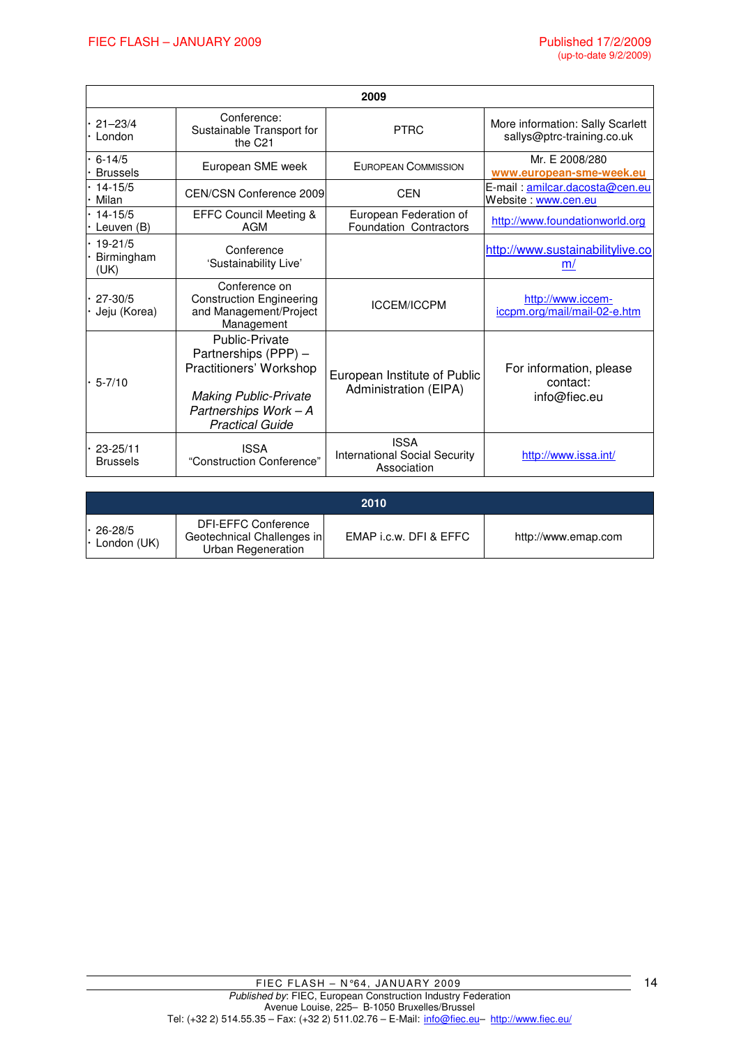| 2009 | | | |
|---|---|---|---|
| · 21–23/4<br>· London | Conference:<br>Sustainable Transport for the C21 | PTRC | More information: Sally Scarlett sallys@ptrc-training.co.uk |
| · 6-14/5<br>· Brussels | European SME week | EUROPEAN COMMISSION | Mr. E 2008/280<br>**www.european-sme-week.eu** |
| · 14-15/5<br>· Milan | CEN/CSN Conference 2009 | CEN | E-mail : amilcar.dacosta@cen.eu<br>Website : www.cen.eu |
| · 14-15/5<br>· Leuven (B) | EFFC Council Meeting & AGM | European Federation of Foundation Contractors | http://www.foundationworld.org |
| · 19-21/5<br>· Birmingham (UK) | Conference<br>'Sustainability Live' | | http://www.sustainabilitylive.com/ |
| · 27-30/5<br>· Jeju (Korea) | Conference on Construction Engineering and Management/Project Management | ICCEM/ICCPM | http://www.iccem-iccpm.org/mail/mail-02-e.htm |
| · 5-7/10 | Public-Private Partnerships (PPP) – Practitioners' Workshop<br><br>*Making Public-Private Partnerships Work – A Practical Guide* | European Institute of Public Administration (EIPA) | For information, please contact:<br>info@fiec.eu |
| · 23-25/11<br>Brussels | ISSA<br>"Construction Conference" | ISSA<br>International Social Security Association | http://www.issa.int/ |

| 2010 | | | |
|---|---|---|---|
| · 26-28/5<br>· London (UK) | DFI-EFFC Conference<br>Geotechnical Challenges in Urban Regeneration | EMAP i.c.w. DFI & EFFC | http://www.emap.com |

FIEC FLASH – N°64, JANUARY 2009

*Published by*: FIEC, European Construction Industry Federation
Avenue Louise, 225– B-1050 Bruxelles/Brussel
Tel: (+32 2) 514.55.35 – Fax: (+32 2) 511.02.76 – E-Mail: info@fiec.eu– http://www.fiec.eu/